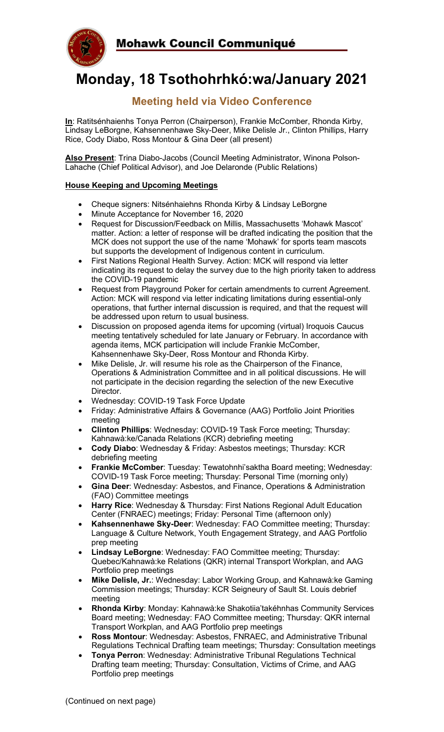# Mohawk Council Communiqué

# Monday, 18 Tsothohrhkó:wa/January 2021

## Meeting held via Video Conference

**In**: Ratitsénhaienhs Tonya Perron (Chairperson), Frankie McComber, Rhonda Kirby, Lindsay LeBorgne, Kahsennenhawe Sky-Deer, Mike Delisle Jr., Clinton Phillips, Harry Rice, Cody Diabo, Ross Montour & Gina Deer (all present)

**Also Present**: Trina Diabo-Jacobs (Council Meeting Administrator, Winona Polson-Lahache (Chief Political Advisor), and Joe Delaronde (Public Relations)

### House Keeping and Upcoming Meetings

- Cheque signers: Nitsénhaiehns Rhonda Kirby & Lindsay LeBorgne
- Minute Acceptance for November 16, 2020
- Request for Discussion/Feedback on Millis, Massachusetts 'Mohawk Mascot' matter. Action: a letter of response will be drafted indicating the position that the MCK does not support the use of the name 'Mohawk' for sports team mascots but supports the development of Indigenous content in curriculum.
- First Nations Regional Health Survey. Action: MCK will respond via letter indicating its request to delay the survey due to the high priority taken to address the COVID-19 pandemic
- Request from Playground Poker for certain amendments to current Agreement. Action: MCK will respond via letter indicating limitations during essential-only operations, that further internal discussion is required, and that the request will be addressed upon return to usual business.
- Discussion on proposed agenda items for upcoming (virtual) Iroquois Caucus meeting tentatively scheduled for late January or February. In accordance with agenda items, MCK participation will include Frankie McComber, Kahsennenhawe Sky-Deer, Ross Montour and Rhonda Kirby.
- Mike Delisle, Jr. will resume his role as the Chairperson of the Finance, Operations & Administration Committee and in all political discussions. He will not participate in the decision regarding the selection of the new Executive Director.
- Wednesday: COVID-19 Task Force Update
- Friday: Administrative Affairs & Governance (AAG) Portfolio Joint Priorities meeting
- **Clinton Phillips**: Wednesday: COVID-19 Task Force meeting; Thursday: Kahnawà:ke/Canada Relations (KCR) debriefing meeting
- **Cody Diabo**: Wednesday & Friday: Asbestos meetings; Thursday: KCR debriefing meeting
- **Frankie McComber**: Tuesday: Tewatohnhi'saktha Board meeting; Wednesday: COVID-19 Task Force meeting; Thursday: Personal Time (morning only)
- **Gina Deer**: Wednesday: Asbestos, and Finance, Operations & Administration (FAO) Committee meetings
- **Harry Rice**: Wednesday & Thursday: First Nations Regional Adult Education Center (FNRAEC) meetings; Friday: Personal Time (afternoon only)
- **Kahsennenhawe Sky-Deer**: Wednesday: FAO Committee meeting; Thursday: Language & Culture Network, Youth Engagement Strategy, and AAG Portfolio prep meeting
- **Lindsay LeBorgne**: Wednesday: FAO Committee meeting; Thursday: Quebec/Kahnawà:ke Relations (QKR) internal Transport Workplan, and AAG Portfolio prep meetings
- **Mike Delisle, Jr.**: Wednesday: Labor Working Group, and Kahnawà:ke Gaming Commission meetings; Thursday: KCR Seigneury of Sault St. Louis debrief meeting
- **Rhonda Kirby**: Monday: Kahnawà:ke Shakotiia'takéhnhas Community Services Board meeting; Wednesday: FAO Committee meeting; Thursday: QKR internal Transport Workplan, and AAG Portfolio prep meetings
- **Ross Montour**: Wednesday: Asbestos, FNRAEC, and Administrative Tribunal Regulations Technical Drafting team meetings; Thursday: Consultation meetings
- **Tonya Perron**: Wednesday: Administrative Tribunal Regulations Technical Drafting team meeting; Thursday: Consultation, Victims of Crime, and AAG Portfolio prep meetings

(Continued on next page)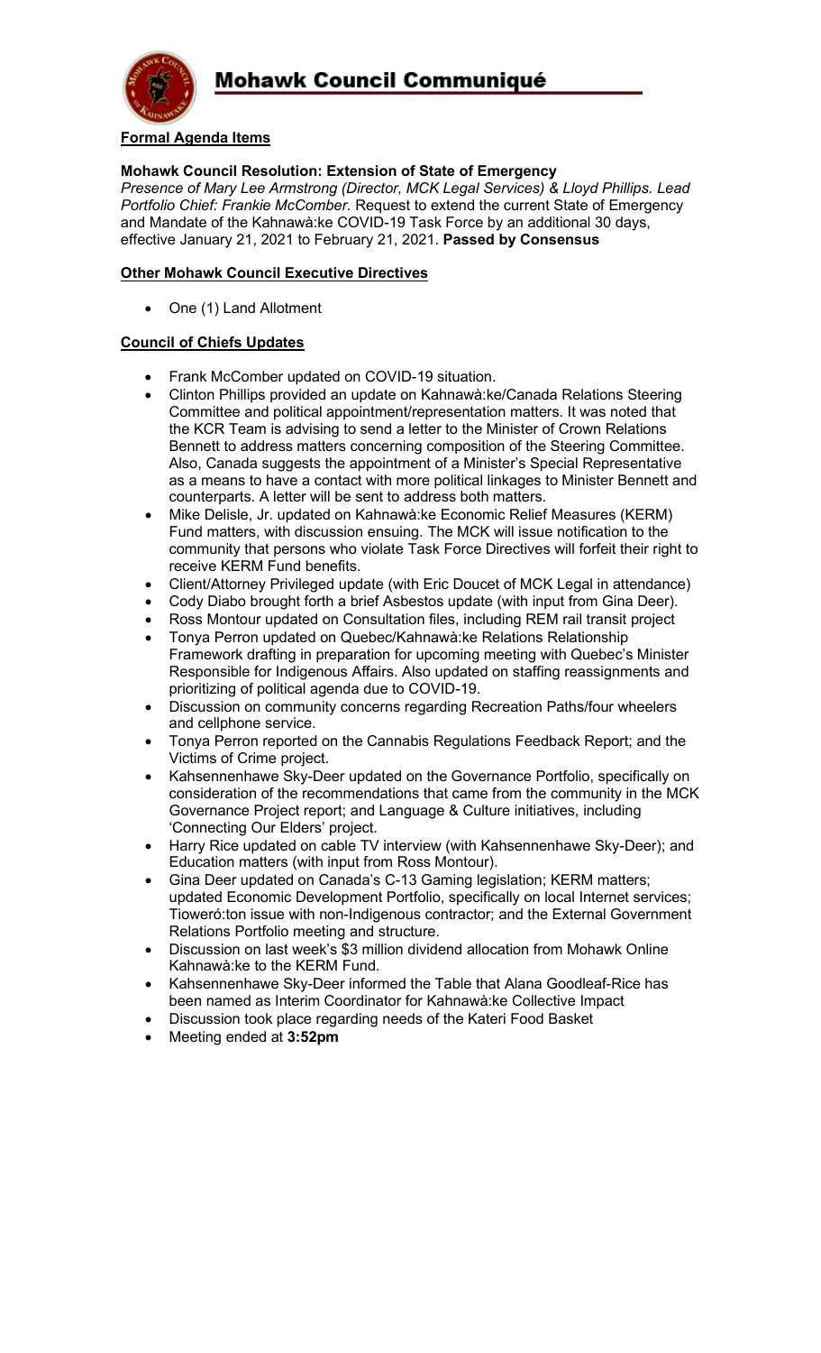# Mohawk Council Communiqué

**Formal Agenda Items**

**Mohawk Council Resolution: Extension of State of Emergency**
*Presence of Mary Lee Armstrong (Director, MCK Legal Services) & Lloyd Phillips. Lead Portfolio Chief: Frankie McComber.* Request to extend the current State of Emergency and Mandate of the Kahnawà:ke COVID-19 Task Force by an additional 30 days, effective January 21, 2021 to February 21, 2021. **Passed by Consensus**

**Other Mohawk Council Executive Directives**

- One (1) Land Allotment

**Council of Chiefs Updates**

- Frank McComber updated on COVID-19 situation.
- Clinton Phillips provided an update on Kahnawà:ke/Canada Relations Steering Committee and political appointment/representation matters. It was noted that the KCR Team is advising to send a letter to the Minister of Crown Relations Bennett to address matters concerning composition of the Steering Committee. Also, Canada suggests the appointment of a Minister's Special Representative as a means to have a contact with more political linkages to Minister Bennett and counterparts. A letter will be sent to address both matters.
- Mike Delisle, Jr. updated on Kahnawà:ke Economic Relief Measures (KERM) Fund matters, with discussion ensuing. The MCK will issue notification to the community that persons who violate Task Force Directives will forfeit their right to receive KERM Fund benefits.
- Client/Attorney Privileged update (with Eric Doucet of MCK Legal in attendance)
- Cody Diabo brought forth a brief Asbestos update (with input from Gina Deer).
- Ross Montour updated on Consultation files, including REM rail transit project
- Tonya Perron updated on Quebec/Kahnawà:ke Relations Relationship Framework drafting in preparation for upcoming meeting with Quebec's Minister Responsible for Indigenous Affairs. Also updated on staffing reassignments and prioritizing of political agenda due to COVID-19.
- Discussion on community concerns regarding Recreation Paths/four wheelers and cellphone service.
- Tonya Perron reported on the Cannabis Regulations Feedback Report; and the Victims of Crime project.
- Kahsennenhawe Sky-Deer updated on the Governance Portfolio, specifically on consideration of the recommendations that came from the community in the MCK Governance Project report; and Language & Culture initiatives, including 'Connecting Our Elders' project.
- Harry Rice updated on cable TV interview (with Kahsennenhawe Sky-Deer); and Education matters (with input from Ross Montour).
- Gina Deer updated on Canada's C-13 Gaming legislation; KERM matters; updated Economic Development Portfolio, specifically on local Internet services; Tioweró:ton issue with non-Indigenous contractor; and the External Government Relations Portfolio meeting and structure.
- Discussion on last week's $3 million dividend allocation from Mohawk Online Kahnawà:ke to the KERM Fund.
- Kahsennenhawe Sky-Deer informed the Table that Alana Goodleaf-Rice has been named as Interim Coordinator for Kahnawà:ke Collective Impact
- Discussion took place regarding needs of the Kateri Food Basket
- Meeting ended at **3:52pm**